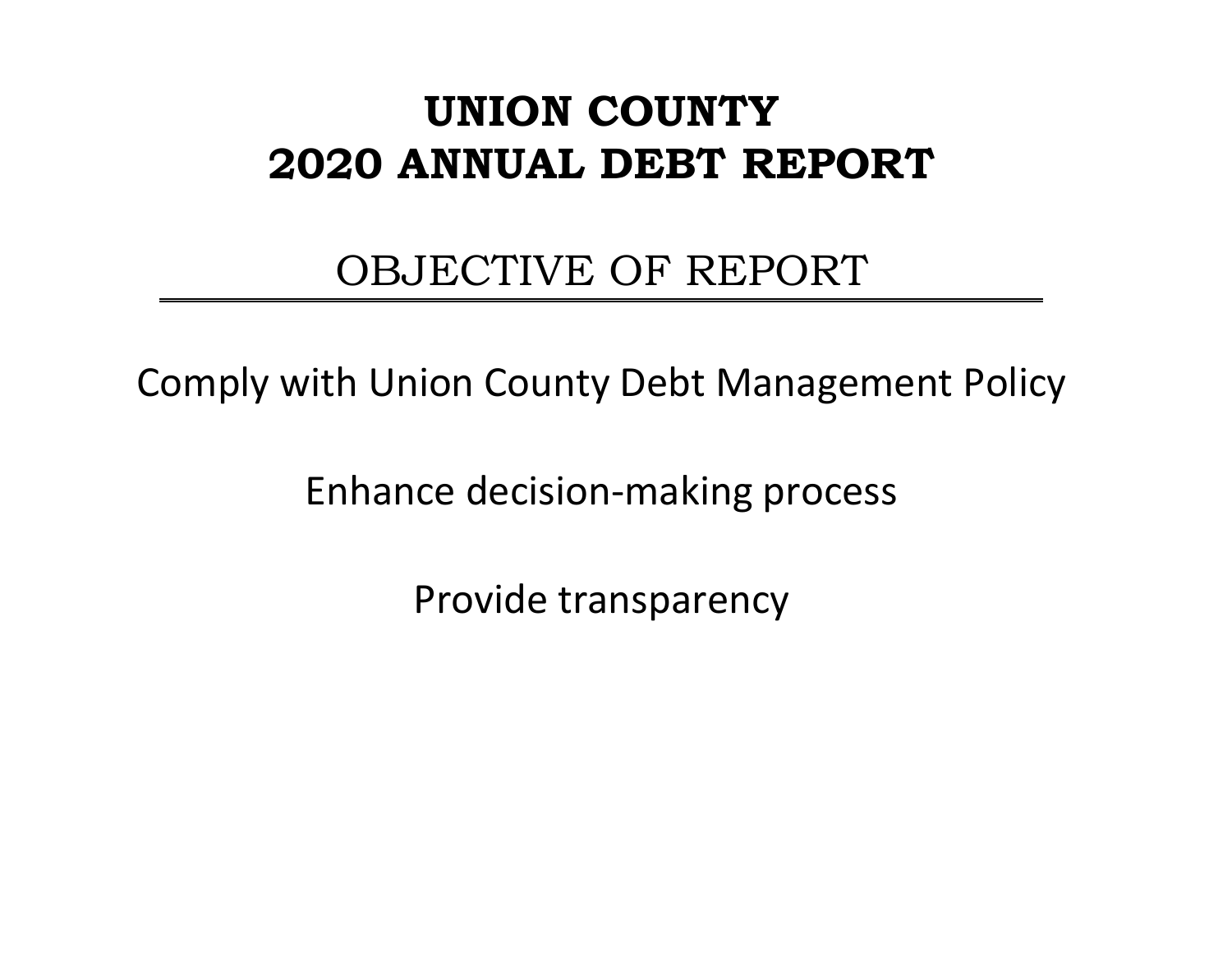# UNION COUNTY
# 2020 ANNUAL DEBT REPORT

## OBJECTIVE OF REPORT

Comply with Union County Debt Management Policy

Enhance decision-making process

Provide transparency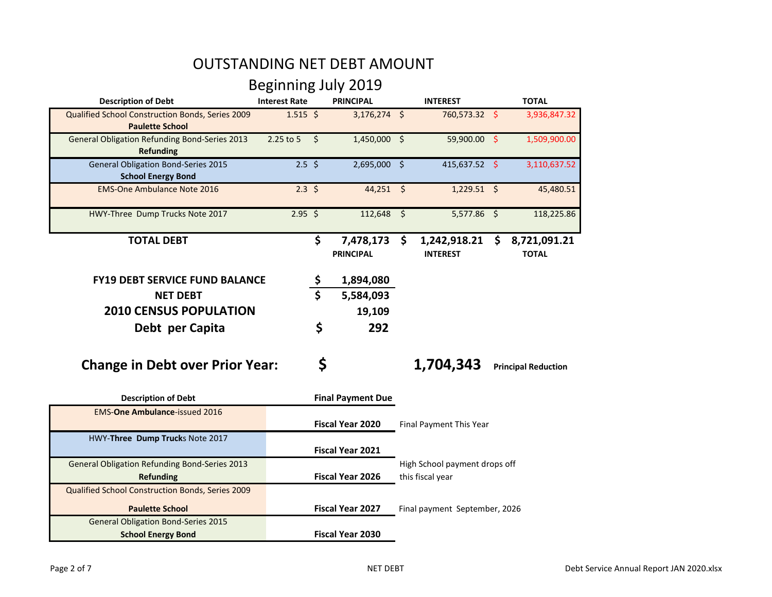# OUTSTANDING NET DEBT AMOUNT

## Beginning July 2019

| Description of Debt | Interest Rate | PRINCIPAL | INTEREST | TOTAL |
|---|---|---|---|---|
| Qualified School Construction Bonds, Series 2009 **Paulette School** | 1.515 | $ 3,176,274 | $ 760,573.32 | $ 3,936,847.32 |
| General Obligation Refunding Bond-Series 2013 **Refunding** | 2.25 to 5 | $ 1,450,000 | $ 59,900.00 | $ 1,509,900.00 |
| General Obligation Bond-Series 2015 **School Energy Bond** | 2.5 | $ 2,695,000 | $ 415,637.52 | $ 3,110,637.52 |
| EMS-One Ambulance Note 2016 | 2.3 | $ 44,251 | $ 1,229.51 | $ 45,480.51 |
| HWY-Three Dump Trucks Note 2017 | 2.95 | $ 112,648 | $ 5,577.86 | $ 118,225.86 |
| **TOTAL DEBT** | | **$ 7,478,173** | **$ 1,242,918.21** | **$ 8,721,091.21** |
| | | **PRINCIPAL** | **INTEREST** | **TOTAL** |

| | |
|---|---|
| **FY19 DEBT SERVICE FUND BALANCE** | **$ 1,894,080** |
| **NET DEBT** | **$ 5,584,093** |
| **2010 CENSUS POPULATION** | **19,109** |
| **Debt per Capita** | **$ 292** |

**Change in Debt over Prior Year: $ 1,704,343** **Principal Reduction**

| Description of Debt | Final Payment Due | |
|---|---|---|
| EMS-**One Ambulance**-issued 2016 | **Fiscal Year 2020** | Final Payment This Year |
| HWY-**Three Dump Truck**s Note 2017 | **Fiscal Year 2021** | |
| General Obligation Refunding Bond-Series 2013 **Refunding** | **Fiscal Year 2026** | High School payment drops off this fiscal year |
| Qualified School Construction Bonds, Series 2009 **Paulette School** | **Fiscal Year 2027** | Final payment September, 2026 |
| General Obligation Bond-Series 2015 **School Energy Bond** | **Fiscal Year 2030** | |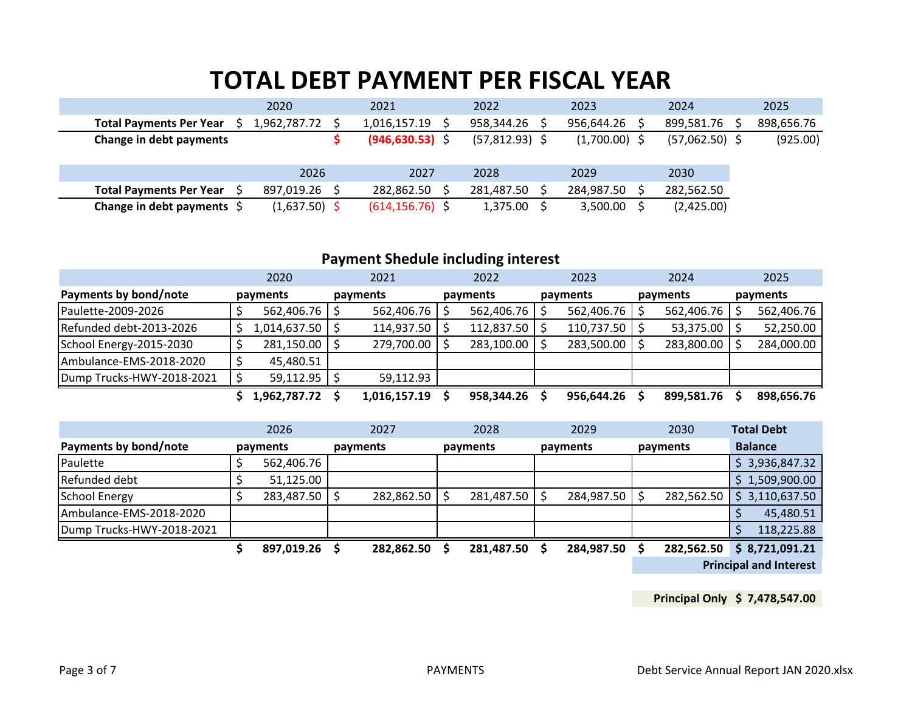# TOTAL DEBT PAYMENT PER FISCAL YEAR

| | 2020 | 2021 | 2022 | 2023 | 2024 | 2025 |
|---|---|---|---|---|---|---|
| **Total Payments Per Year** | $ 1,962,787.72 | $ 1,016,157.19 | $ 958,344.26 | $ 956,644.26 | $ 899,581.76 | $ 898,656.76 |
| **Change in debt payments** | | **$ (946,630.53)** | $ (57,812.93) | $ (1,700.00) | $ (57,062.50) | $ (925.00) |

| | 2026 | 2027 | 2028 | 2029 | 2030 |
|---|---|---|---|---|---|
| **Total Payments Per Year** | $ 897,019.26 | $ 282,862.50 | $ 281,487.50 | $ 284,987.50 | $ 282,562.50 |
| **Change in debt payments** | $ (1,637.50) | $ (614,156.76) | $ 1,375.00 | $ 3,500.00 | $ (2,425.00) |

## Payment Shedule including interest

| | 2020 | 2021 | 2022 | 2023 | 2024 | 2025 |
|---|---|---|---|---|---|---|
| **Payments by bond/note** | **payments** | **payments** | **payments** | **payments** | **payments** | **payments** |
| Paulette-2009-2026 | $ 562,406.76 | $ 562,406.76 | $ 562,406.76 | $ 562,406.76 | $ 562,406.76 | $ 562,406.76 |
| Refunded debt-2013-2026 | $ 1,014,637.50 | $ 114,937.50 | $ 112,837.50 | $ 110,737.50 | $ 53,375.00 | $ 52,250.00 |
| School Energy-2015-2030 | $ 281,150.00 | $ 279,700.00 | $ 283,100.00 | $ 283,500.00 | $ 283,800.00 | $ 284,000.00 |
| Ambulance-EMS-2018-2020 | $ 45,480.51 | | | | | |
| Dump Trucks-HWY-2018-2021 | $ 59,112.95 | $ 59,112.93 | | | | |
| | **$ 1,962,787.72** | **$ 1,016,157.19** | **$ 958,344.26** | **$ 956,644.26** | **$ 899,581.76** | **$ 898,656.76** |

| | 2026 | 2027 | 2028 | 2029 | 2030 | **Total Debt** |
|---|---|---|---|---|---|---|
| **Payments by bond/note** | **payments** | **payments** | **payments** | **payments** | **payments** | **Balance** |
| Paulette | $ 562,406.76 | | | | | $ 3,936,847.32 |
| Refunded debt | $ 51,125.00 | | | | | $ 1,509,900.00 |
| School Energy | $ 283,487.50 | $ 282,862.50 | $ 281,487.50 | $ 284,987.50 | $ 282,562.50 | $ 3,110,637.50 |
| Ambulance-EMS-2018-2020 | | | | | | $ 45,480.51 |
| Dump Trucks-HWY-2018-2021 | | | | | | $ 118,225.88 |
| | **$ 897,019.26** | **$ 282,862.50** | **$ 281,487.50** | **$ 284,987.50** | **$ 282,562.50** | **$ 8,721,091.21** |
| | | | | | | **Principal and Interest** |

**Principal Only $ 7,478,547.00**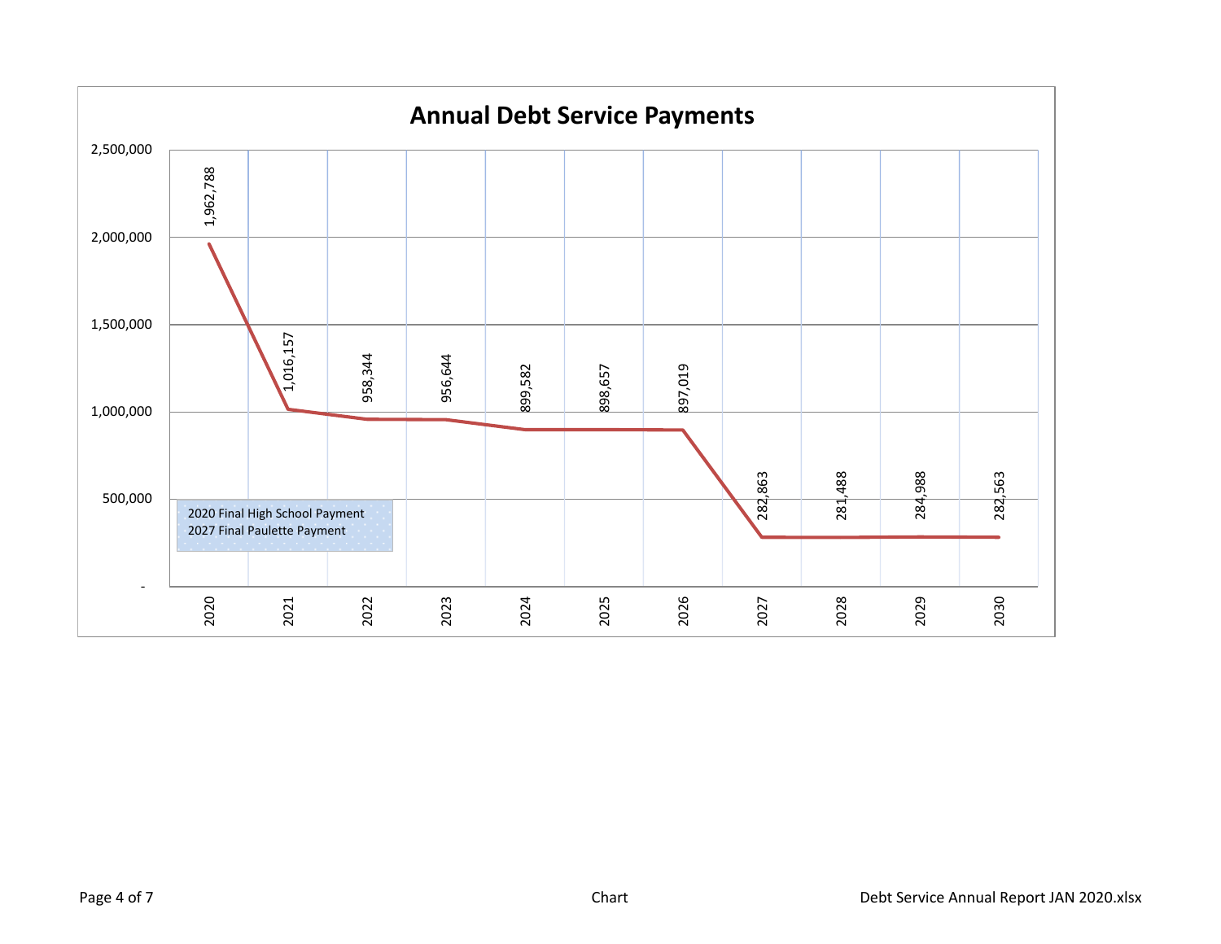## Annual Debt Service Payments

| Year | Payment |
|---|---|
| 2020 | 1,962,788 |
| 2021 | 1,016,157 |
| 2022 | 958,344 |
| 2023 | 956,644 |
| 2024 | 899,582 |
| 2025 | 898,657 |
| 2026 | 897,019 |
| 2027 | 282,863 |
| 2028 | 281,488 |
| 2029 | 284,988 |
| 2030 | 282,563 |

2020 Final High School Payment
2027 Final Paulette Payment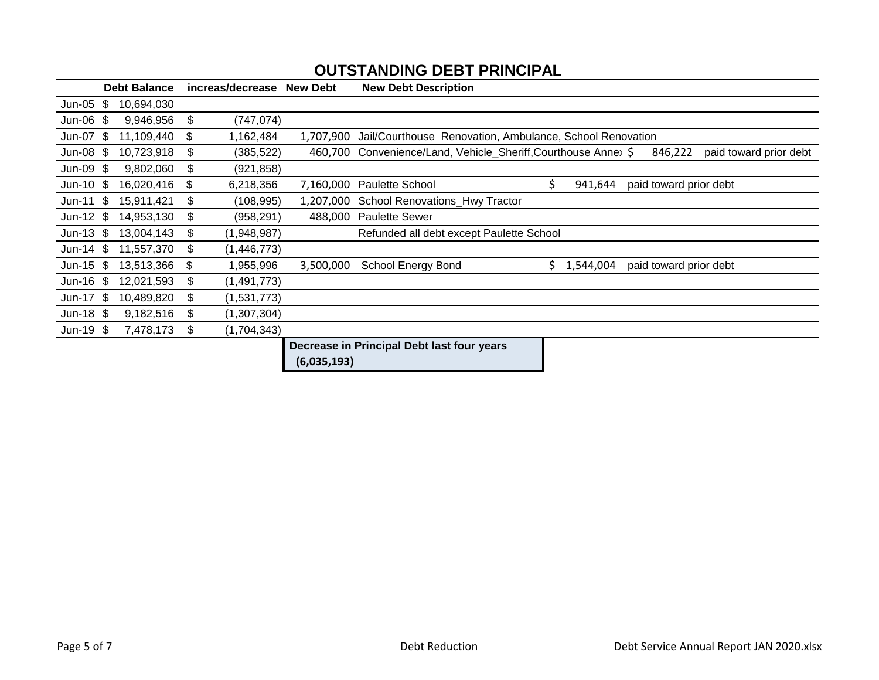# OUTSTANDING DEBT PRINCIPAL

| | Debt Balance | increas/decrease | New Debt | New Debt Description | | |
|---|---|---|---|---|---|---|
| Jun-05 | $ 10,694,030 | | | | | |
| Jun-06 | $ 9,946,956 | $ (747,074) | | | | |
| Jun-07 | $ 11,109,440 | $ 1,162,484 | 1,707,900 | Jail/Courthouse Renovation, Ambulance, School Renovation | | |
| Jun-08 | $ 10,723,918 | $ (385,522) | 460,700 | Convenience/Land, Vehicle_Sheriff,Courthouse Anne | $ 846,222 | paid toward prior debt |
| Jun-09 | $ 9,802,060 | $ (921,858) | | | | |
| Jun-10 | $ 16,020,416 | $ 6,218,356 | 7,160,000 | Paulette School | $ 941,644 | paid toward prior debt |
| Jun-11 | $ 15,911,421 | $ (108,995) | 1,207,000 | School Renovations_Hwy Tractor | | |
| Jun-12 | $ 14,953,130 | $ (958,291) | 488,000 | Paulette Sewer | | |
| Jun-13 | $ 13,004,143 | $ (1,948,987) | | Refunded all debt except Paulette School | | |
| Jun-14 | $ 11,557,370 | $ (1,446,773) | | | | |
| Jun-15 | $ 13,513,366 | $ 1,955,996 | 3,500,000 | School Energy Bond | $ 1,544,004 | paid toward prior debt |
| Jun-16 | $ 12,021,593 | $ (1,491,773) | | | | |
| Jun-17 | $ 10,489,820 | $ (1,531,773) | | | | |
| Jun-18 | $ 9,182,516 | $ (1,307,304) | | | | |
| Jun-19 | $ 7,478,173 | $ (1,704,343) | | | | |

**Decrease in Principal Debt last four years**
**(6,035,193)**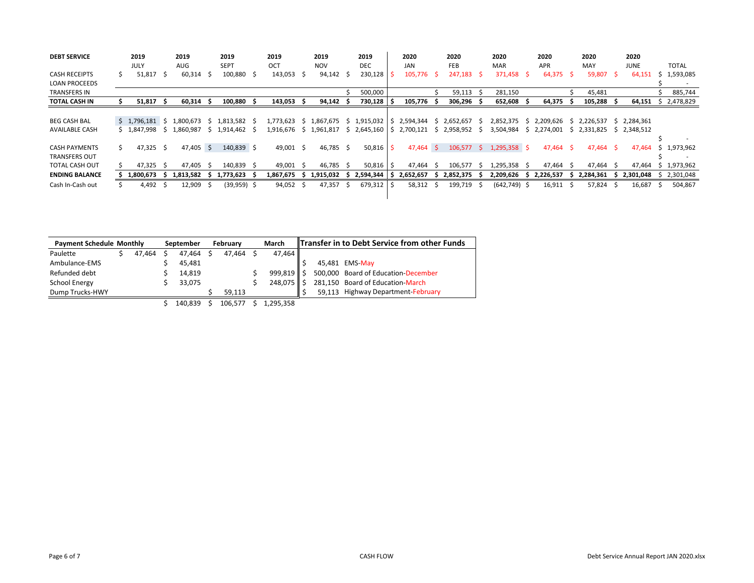| DEBT SERVICE | 2019 JULY | 2019 AUG | 2019 SEPT | 2019 OCT | 2019 NOV | 2019 DEC | 2020 JAN | 2020 FEB | 2020 MAR | 2020 APR | 2020 MAY | 2020 JUNE | TOTAL |
|---|---|---|---|---|---|---|---|---|---|---|---|---|---|
| CASH RECEIPTS | $ 51,817 | $ 60,314 | $ 100,880 | $ 143,053 | $ 94,142 | $ 230,128 | $ 105,776 | $ 247,183 | $ 371,458 | $ 64,375 | $ 59,807 | $ 64,151 | $ 1,593,085 |
| LOAN PROCEEDS | | | | | | | | | | | | | $ - |
| TRANSFERS IN | | | | | | $ 500,000 | | $ 59,113 | $ 281,150 | | $ 45,481 | | $ 885,744 |
| **TOTAL CASH IN** | **$ 51,817** | **$ 60,314** | **$ 100,880** | **$ 143,053** | **$ 94,142** | **$ 730,128** | **$ 105,776** | **$ 306,296** | **$ 652,608** | **$ 64,375** | **$ 105,288** | **$ 64,151** | $ 2,478,829 |
| | | | | | | | | | | | | | |
| BEG CASH BAL | $ 1,796,181 | $ 1,800,673 | $ 1,813,582 | $ 1,773,623 | $ 1,867,675 | $ 1,915,032 | $ 2,594,344 | $ 2,652,657 | $ 2,852,375 | $ 2,209,626 | $ 2,226,537 | $ 2,284,361 | |
| AVAILABLE CASH | $ 1,847,998 | $ 1,860,987 | $ 1,914,462 | $ 1,916,676 | $ 1,961,817 | $ 2,645,160 | $ 2,700,121 | $ 2,958,952 | $ 3,504,984 | $ 2,274,001 | $ 2,331,825 | $ 2,348,512 | |
| | | | | | | | | | | | | | $ - |
| CASH PAYMENTS | $ 47,325 | $ 47,405 | $ 140,839 | $ 49,001 | $ 46,785 | $ 50,816 | $ 47,464 | $ 106,577 | $ 1,295,358 | $ 47,464 | $ 47,464 | $ 47,464 | $ 1,973,962 |
| TRANSFERS OUT | | | | | | | | | | | | | $ - |
| TOTAL CASH OUT | $ 47,325 | $ 47,405 | $ 140,839 | $ 49,001 | $ 46,785 | $ 50,816 | $ 47,464 | $ 106,577 | $ 1,295,358 | $ 47,464 | $ 47,464 | $ 47,464 | $ 1,973,962 |
| **ENDING BALANCE** | **$ 1,800,673** | **$ 1,813,582** | **$ 1,773,623** | **$ 1,867,675** | **$ 1,915,032** | **$ 2,594,344** | **$ 2,652,657** | **$ 2,852,375** | **$ 2,209,626** | **$ 2,226,537** | **$ 2,284,361** | **$ 2,301,048** | $ 2,301,048 |
| Cash In-Cash out | $ 4,492 | $ 12,909 | $ (39,959) | $ 94,052 | $ 47,357 | $ 679,312 | $ 58,312 | $ 199,719 | $ (642,749) | $ 16,911 | $ 57,824 | $ 16,687 | $ 504,867 |

| Payment Schedule | Monthly | September | February | March |
|---|---|---|---|---|
| Paulette | $ 47,464 | $ 47,464 | $ 47,464 | $ 47,464 |
| Ambulance-EMS | | $ 45,481 | | |
| Refunded debt | | $ 14,819 | | $ 999,819 |
| School Energy | | $ 33,075 | | $ 248,075 |
| Dump Trucks-HWY | | | $ 59,113 | |
| | | $ 140,839 | $ 106,577 | $ 1,295,358 |

| Transfer in to Debt Service from other Funds | |
|---|---|
| $ 45,481 | EMS-May |
| $ 500,000 | Board of Education-December |
| $ 281,150 | Board of Education-March |
| $ 59,113 | Highway Department-February |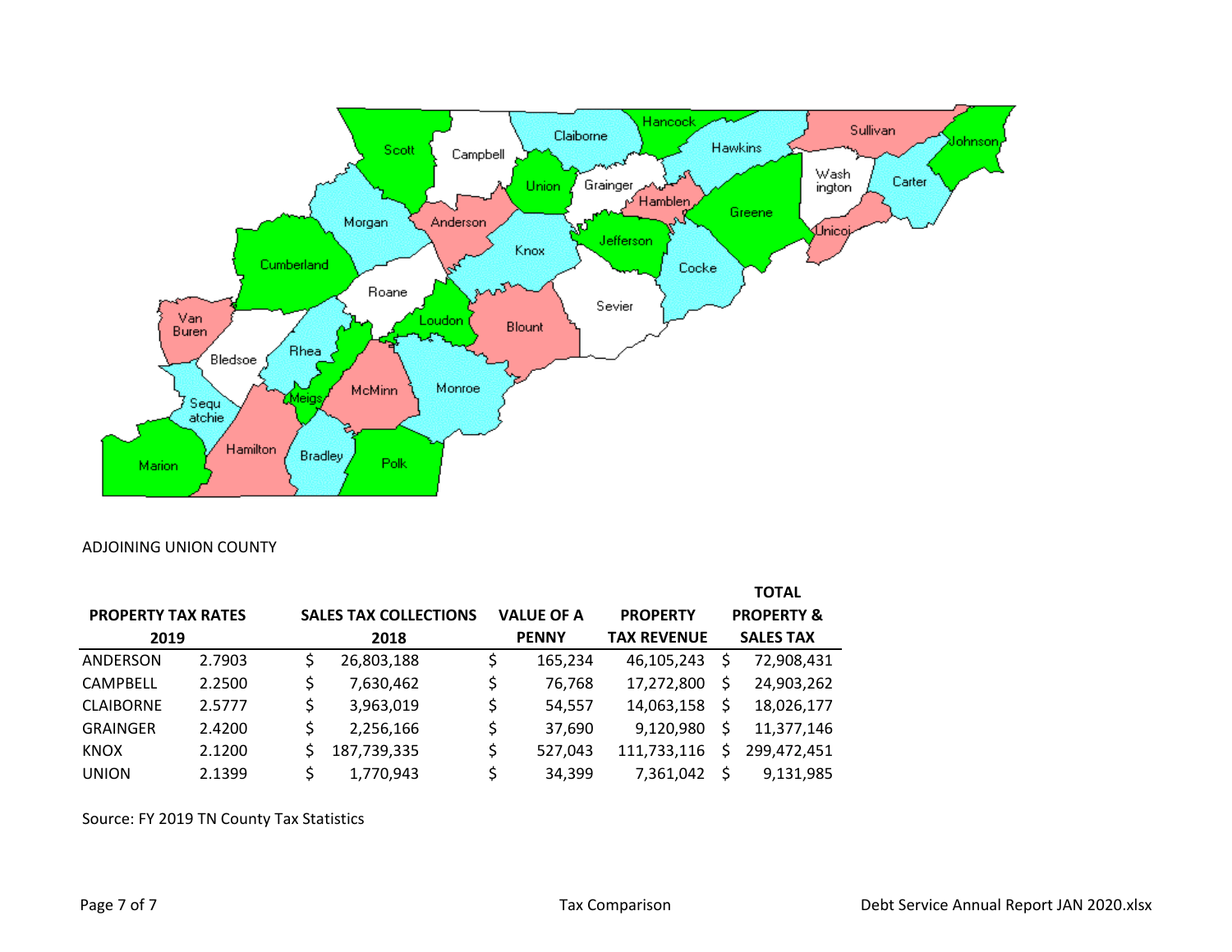ADJOINING UNION COUNTY

| PROPERTY TAX RATES 2019 | | SALES TAX COLLECTIONS 2018 | VALUE OF A PENNY | PROPERTY TAX REVENUE | TOTAL PROPERTY & SALES TAX |
|---|---|---|---|---|---|
| ANDERSON | 2.7903 | $ 26,803,188 | $ 165,234 | 46,105,243 | $ 72,908,431 |
| CAMPBELL | 2.2500 | $ 7,630,462 | $ 76,768 | 17,272,800 | $ 24,903,262 |
| CLAIBORNE | 2.5777 | $ 3,963,019 | $ 54,557 | 14,063,158 | $ 18,026,177 |
| GRAINGER | 2.4200 | $ 2,256,166 | $ 37,690 | 9,120,980 | $ 11,377,146 |
| KNOX | 2.1200 | $ 187,739,335 | $ 527,043 | 111,733,116 | $ 299,472,451 |
| UNION | 2.1399 | $ 1,770,943 | $ 34,399 | 7,361,042 | $ 9,131,985 |

Source: FY 2019 TN County Tax Statistics